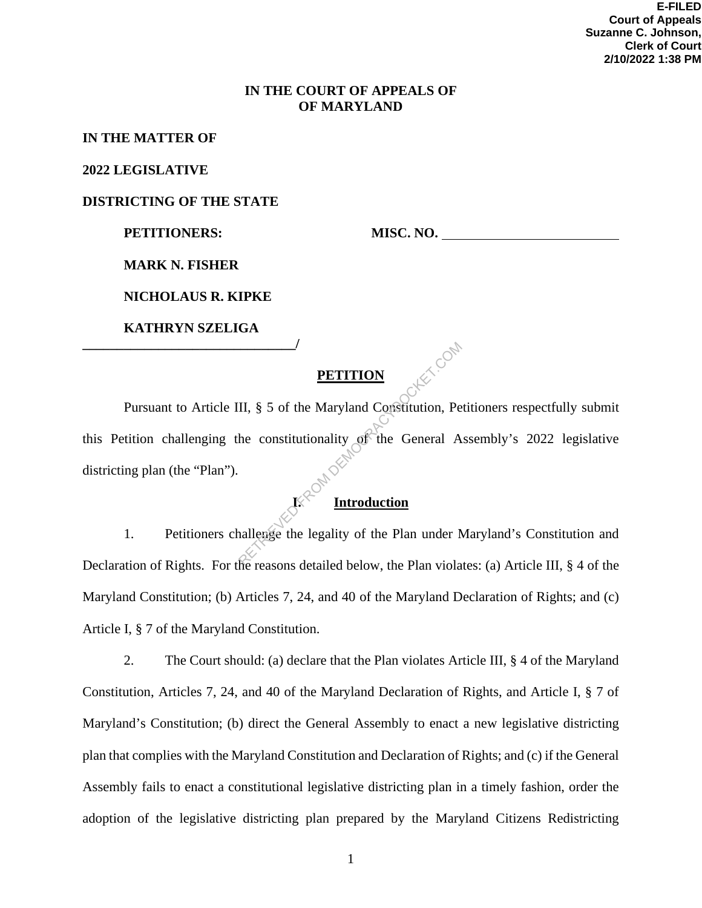**E-FILED**
**Court of Appeals**
**Suzanne C. Johnson,**
**Clerk of Court**
**2/10/2022 1:38 PM**

**IN THE COURT OF APPEALS OF**
**OF MARYLAND**

**IN THE MATTER OF**

**2022 LEGISLATIVE**

**DISTRICTING OF THE STATE**

**PETITIONERS:** **MISC. NO.** ____________________

**MARK N. FISHER**

**NICHOLAUS R. KIPKE**

**KATHRYN SZELIGA**

______________________________/

## PETITION

Pursuant to Article III, § 5 of the Maryland Constitution, Petitioners respectfully submit this Petition challenging the constitutionality of the General Assembly's 2022 legislative districting plan (the "Plan").

## I. Introduction

1. Petitioners challenge the legality of the Plan under Maryland's Constitution and Declaration of Rights. For the reasons detailed below, the Plan violates: (a) Article III, § 4 of the Maryland Constitution; (b) Articles 7, 24, and 40 of the Maryland Declaration of Rights; and (c) Article I, § 7 of the Maryland Constitution.

2. The Court should: (a) declare that the Plan violates Article III, § 4 of the Maryland Constitution, Articles 7, 24, and 40 of the Maryland Declaration of Rights, and Article I, § 7 of Maryland's Constitution; (b) direct the General Assembly to enact a new legislative districting plan that complies with the Maryland Constitution and Declaration of Rights; and (c) if the General Assembly fails to enact a constitutional legislative districting plan in a timely fashion, order the adoption of the legislative districting plan prepared by the Maryland Citizens Redistricting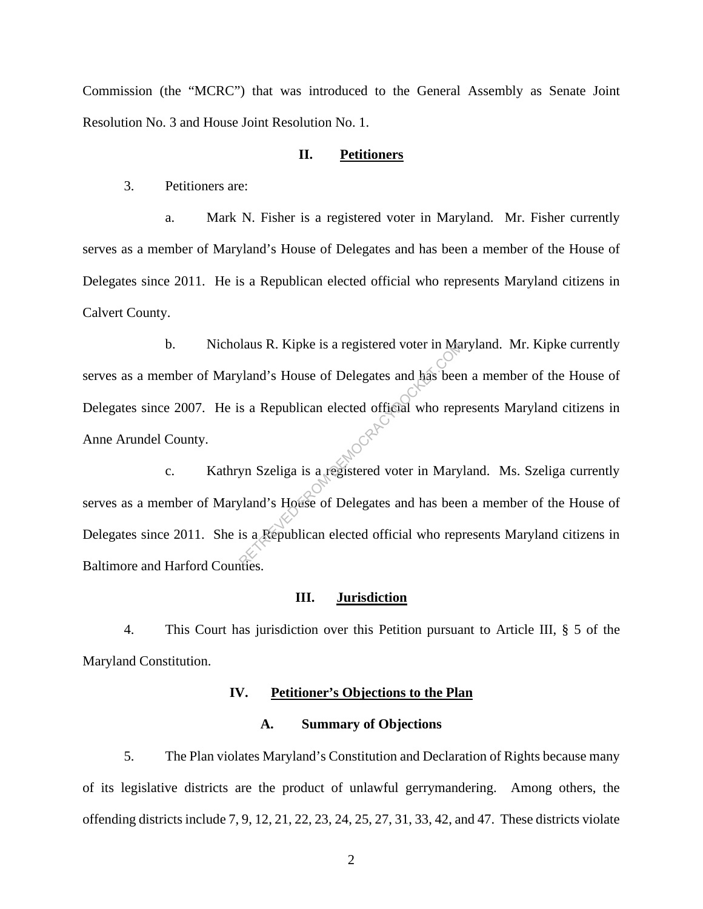Commission (the "MCRC") that was introduced to the General Assembly as Senate Joint Resolution No. 3 and House Joint Resolution No. 1.

## II. Petitioners

3. Petitioners are:

a. Mark N. Fisher is a registered voter in Maryland. Mr. Fisher currently serves as a member of Maryland's House of Delegates and has been a member of the House of Delegates since 2011. He is a Republican elected official who represents Maryland citizens in Calvert County.

b. Nicholaus R. Kipke is a registered voter in Maryland. Mr. Kipke currently serves as a member of Maryland's House of Delegates and has been a member of the House of Delegates since 2007. He is a Republican elected official who represents Maryland citizens in Anne Arundel County.

c. Kathryn Szeliga is a registered voter in Maryland. Ms. Szeliga currently serves as a member of Maryland's House of Delegates and has been a member of the House of Delegates since 2011. She is a Republican elected official who represents Maryland citizens in Baltimore and Harford Counties.

## III. Jurisdiction

4. This Court has jurisdiction over this Petition pursuant to Article III, § 5 of the Maryland Constitution.

## IV. Petitioner's Objections to the Plan

### A. Summary of Objections

5. The Plan violates Maryland's Constitution and Declaration of Rights because many of its legislative districts are the product of unlawful gerrymandering. Among others, the offending districts include 7, 9, 12, 21, 22, 23, 24, 25, 27, 31, 33, 42, and 47. These districts violate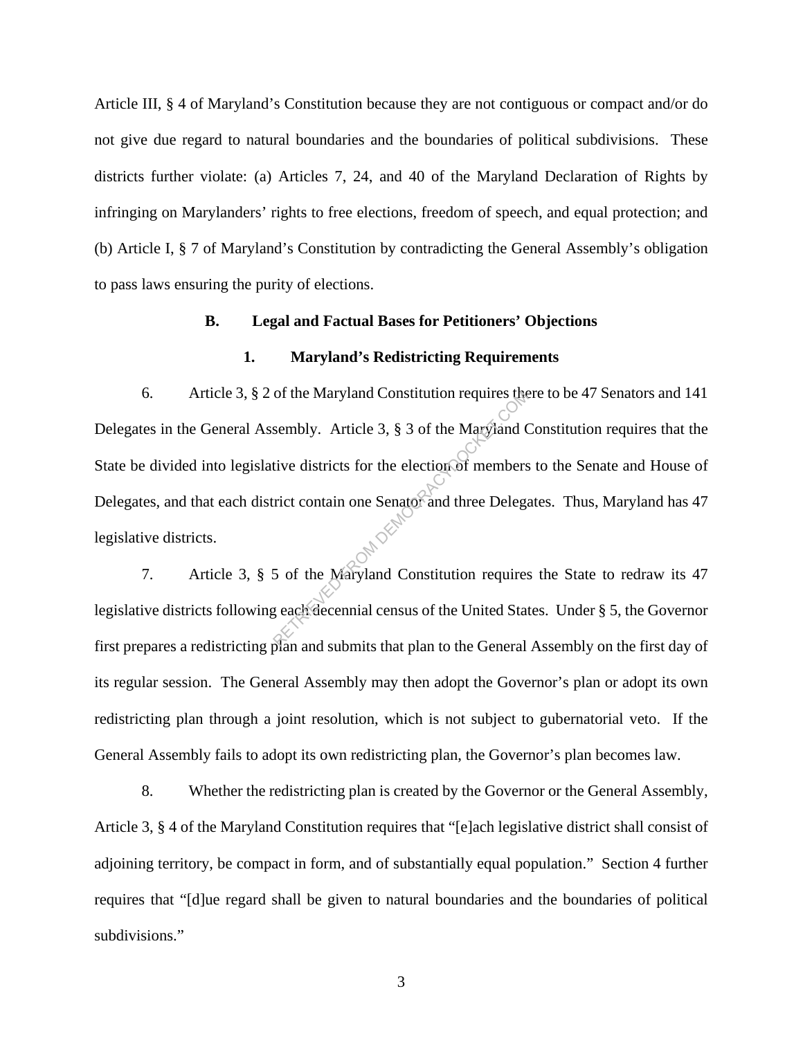Article III, § 4 of Maryland's Constitution because they are not contiguous or compact and/or do not give due regard to natural boundaries and the boundaries of political subdivisions. These districts further violate: (a) Articles 7, 24, and 40 of the Maryland Declaration of Rights by infringing on Marylanders' rights to free elections, freedom of speech, and equal protection; and (b) Article I, § 7 of Maryland's Constitution by contradicting the General Assembly's obligation to pass laws ensuring the purity of elections.

### B. Legal and Factual Bases for Petitioners' Objections

#### 1. Maryland's Redistricting Requirements

6. Article 3, § 2 of the Maryland Constitution requires there to be 47 Senators and 141 Delegates in the General Assembly. Article 3, § 3 of the Maryland Constitution requires that the State be divided into legislative districts for the election of members to the Senate and House of Delegates, and that each district contain one Senator and three Delegates. Thus, Maryland has 47 legislative districts.

7. Article 3, § 5 of the Maryland Constitution requires the State to redraw its 47 legislative districts following each decennial census of the United States. Under § 5, the Governor first prepares a redistricting plan and submits that plan to the General Assembly on the first day of its regular session. The General Assembly may then adopt the Governor's plan or adopt its own redistricting plan through a joint resolution, which is not subject to gubernatorial veto. If the General Assembly fails to adopt its own redistricting plan, the Governor's plan becomes law.

8. Whether the redistricting plan is created by the Governor or the General Assembly, Article 3, § 4 of the Maryland Constitution requires that "[e]ach legislative district shall consist of adjoining territory, be compact in form, and of substantially equal population." Section 4 further requires that "[d]ue regard shall be given to natural boundaries and the boundaries of political subdivisions."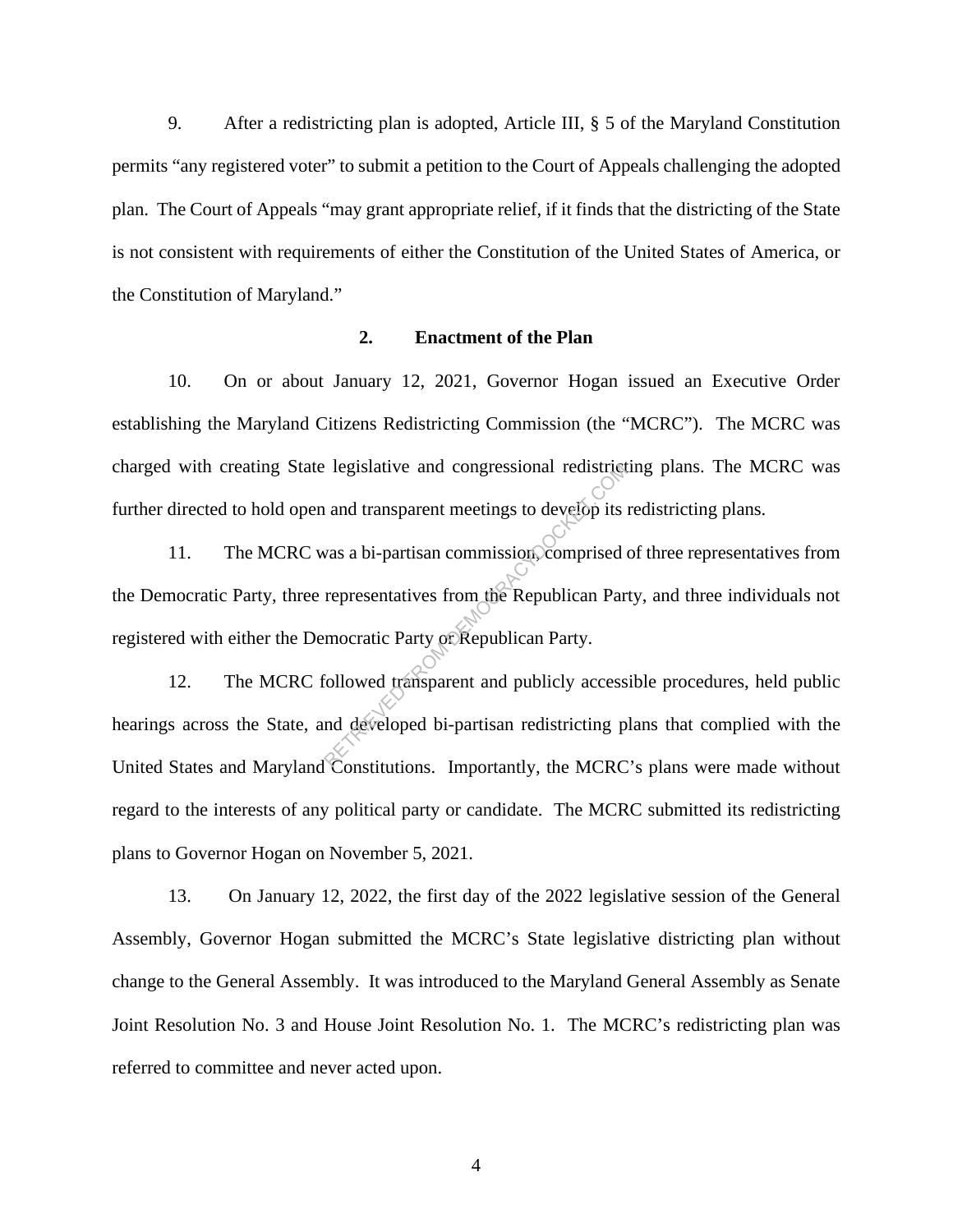9. After a redistricting plan is adopted, Article III, § 5 of the Maryland Constitution permits "any registered voter" to submit a petition to the Court of Appeals challenging the adopted plan. The Court of Appeals "may grant appropriate relief, if it finds that the districting of the State is not consistent with requirements of either the Constitution of the United States of America, or the Constitution of Maryland."

### 2. Enactment of the Plan

10. On or about January 12, 2021, Governor Hogan issued an Executive Order establishing the Maryland Citizens Redistricting Commission (the "MCRC"). The MCRC was charged with creating State legislative and congressional redistricting plans. The MCRC was further directed to hold open and transparent meetings to develop its redistricting plans.

11. The MCRC was a bi-partisan commission, comprised of three representatives from the Democratic Party, three representatives from the Republican Party, and three individuals not registered with either the Democratic Party or Republican Party.

12. The MCRC followed transparent and publicly accessible procedures, held public hearings across the State, and developed bi-partisan redistricting plans that complied with the United States and Maryland Constitutions. Importantly, the MCRC's plans were made without regard to the interests of any political party or candidate. The MCRC submitted its redistricting plans to Governor Hogan on November 5, 2021.

13. On January 12, 2022, the first day of the 2022 legislative session of the General Assembly, Governor Hogan submitted the MCRC's State legislative districting plan without change to the General Assembly. It was introduced to the Maryland General Assembly as Senate Joint Resolution No. 3 and House Joint Resolution No. 1. The MCRC's redistricting plan was referred to committee and never acted upon.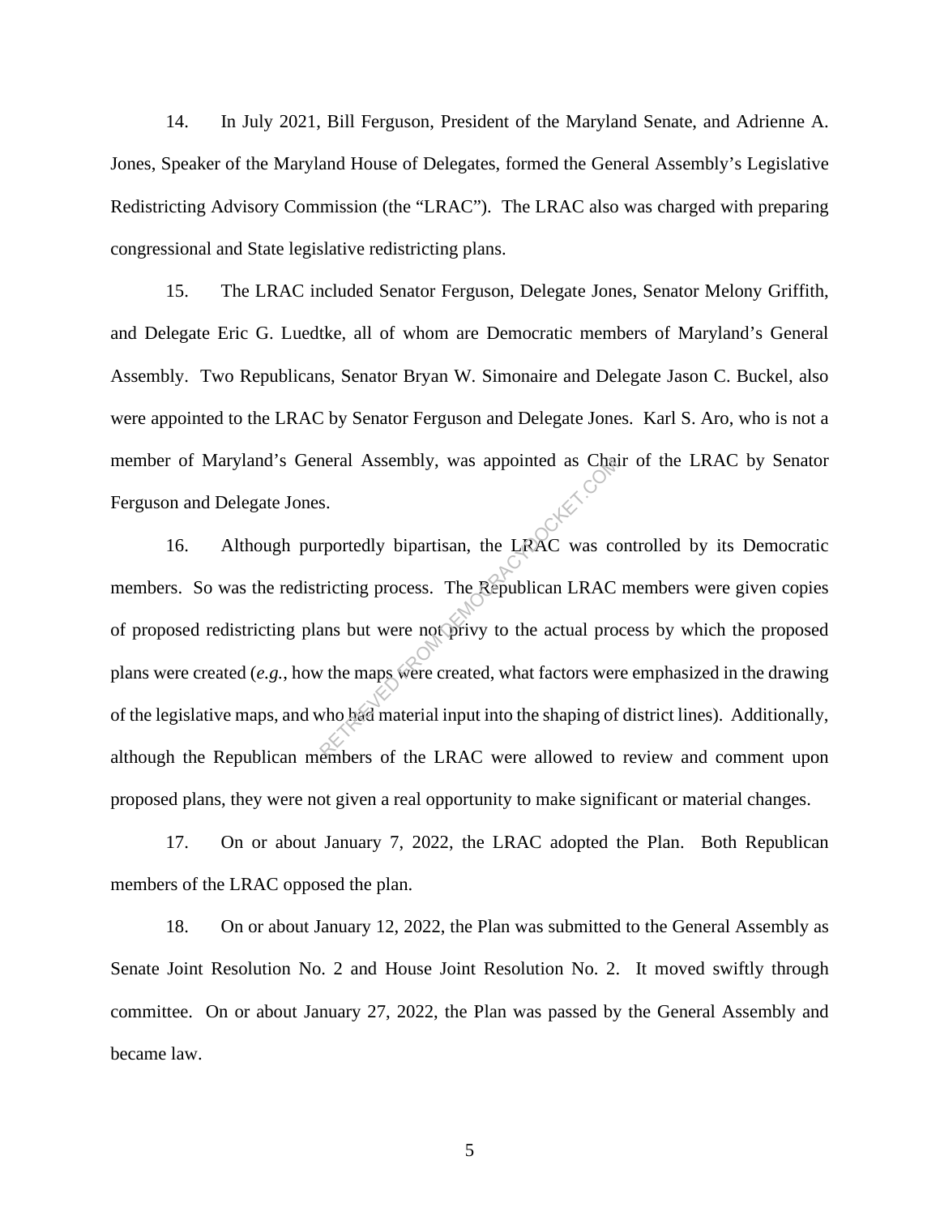14. In July 2021, Bill Ferguson, President of the Maryland Senate, and Adrienne A. Jones, Speaker of the Maryland House of Delegates, formed the General Assembly's Legislative Redistricting Advisory Commission (the "LRAC"). The LRAC also was charged with preparing congressional and State legislative redistricting plans.

15. The LRAC included Senator Ferguson, Delegate Jones, Senator Melony Griffith, and Delegate Eric G. Luedtke, all of whom are Democratic members of Maryland's General Assembly. Two Republicans, Senator Bryan W. Simonaire and Delegate Jason C. Buckel, also were appointed to the LRAC by Senator Ferguson and Delegate Jones. Karl S. Aro, who is not a member of Maryland's General Assembly, was appointed as Chair of the LRAC by Senator Ferguson and Delegate Jones.

16. Although purportedly bipartisan, the LRAC was controlled by its Democratic members. So was the redistricting process. The Republican LRAC members were given copies of proposed redistricting plans but were not privy to the actual process by which the proposed plans were created (*e.g.*, how the maps were created, what factors were emphasized in the drawing of the legislative maps, and who had material input into the shaping of district lines). Additionally, although the Republican members of the LRAC were allowed to review and comment upon proposed plans, they were not given a real opportunity to make significant or material changes.

17. On or about January 7, 2022, the LRAC adopted the Plan. Both Republican members of the LRAC opposed the plan.

18. On or about January 12, 2022, the Plan was submitted to the General Assembly as Senate Joint Resolution No. 2 and House Joint Resolution No. 2. It moved swiftly through committee. On or about January 27, 2022, the Plan was passed by the General Assembly and became law.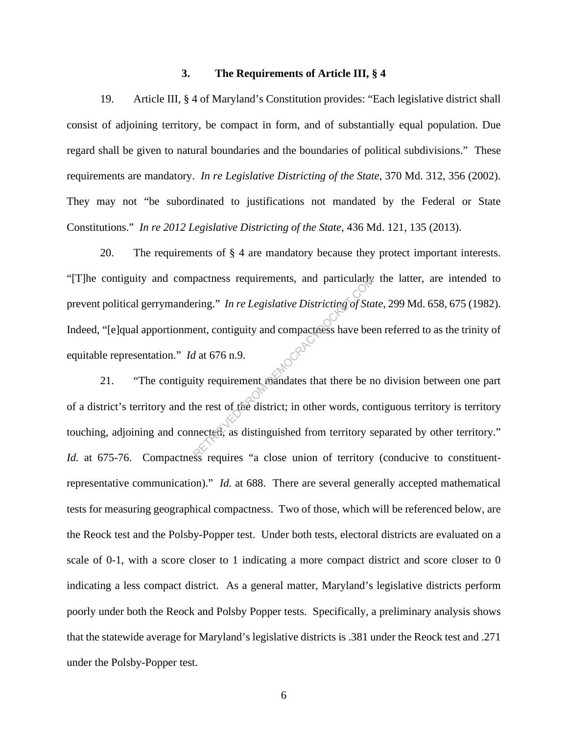### 3. The Requirements of Article III, § 4

19. Article III, § 4 of Maryland's Constitution provides: "Each legislative district shall consist of adjoining territory, be compact in form, and of substantially equal population. Due regard shall be given to natural boundaries and the boundaries of political subdivisions." These requirements are mandatory. *In re Legislative Districting of the State*, 370 Md. 312, 356 (2002). They may not "be subordinated to justifications not mandated by the Federal or State Constitutions." *In re 2012 Legislative Districting of the State*, 436 Md. 121, 135 (2013).

20. The requirements of § 4 are mandatory because they protect important interests. "[T]he contiguity and compactness requirements, and particularly the latter, are intended to prevent political gerrymandering." *In re Legislative Districting of State*, 299 Md. 658, 675 (1982). Indeed, "[e]qual apportionment, contiguity and compactness have been referred to as the trinity of equitable representation." *Id* at 676 n.9.

21. "The contiguity requirement mandates that there be no division between one part of a district's territory and the rest of the district; in other words, contiguous territory is territory touching, adjoining and connected, as distinguished from territory separated by other territory." *Id.* at 675-76. Compactness requires "a close union of territory (conducive to constituent-representative communication)." *Id.* at 688. There are several generally accepted mathematical tests for measuring geographical compactness. Two of those, which will be referenced below, are the Reock test and the Polsby-Popper test. Under both tests, electoral districts are evaluated on a scale of 0-1, with a score closer to 1 indicating a more compact district and score closer to 0 indicating a less compact district. As a general matter, Maryland's legislative districts perform poorly under both the Reock and Polsby Popper tests. Specifically, a preliminary analysis shows that the statewide average for Maryland's legislative districts is .381 under the Reock test and .271 under the Polsby-Popper test.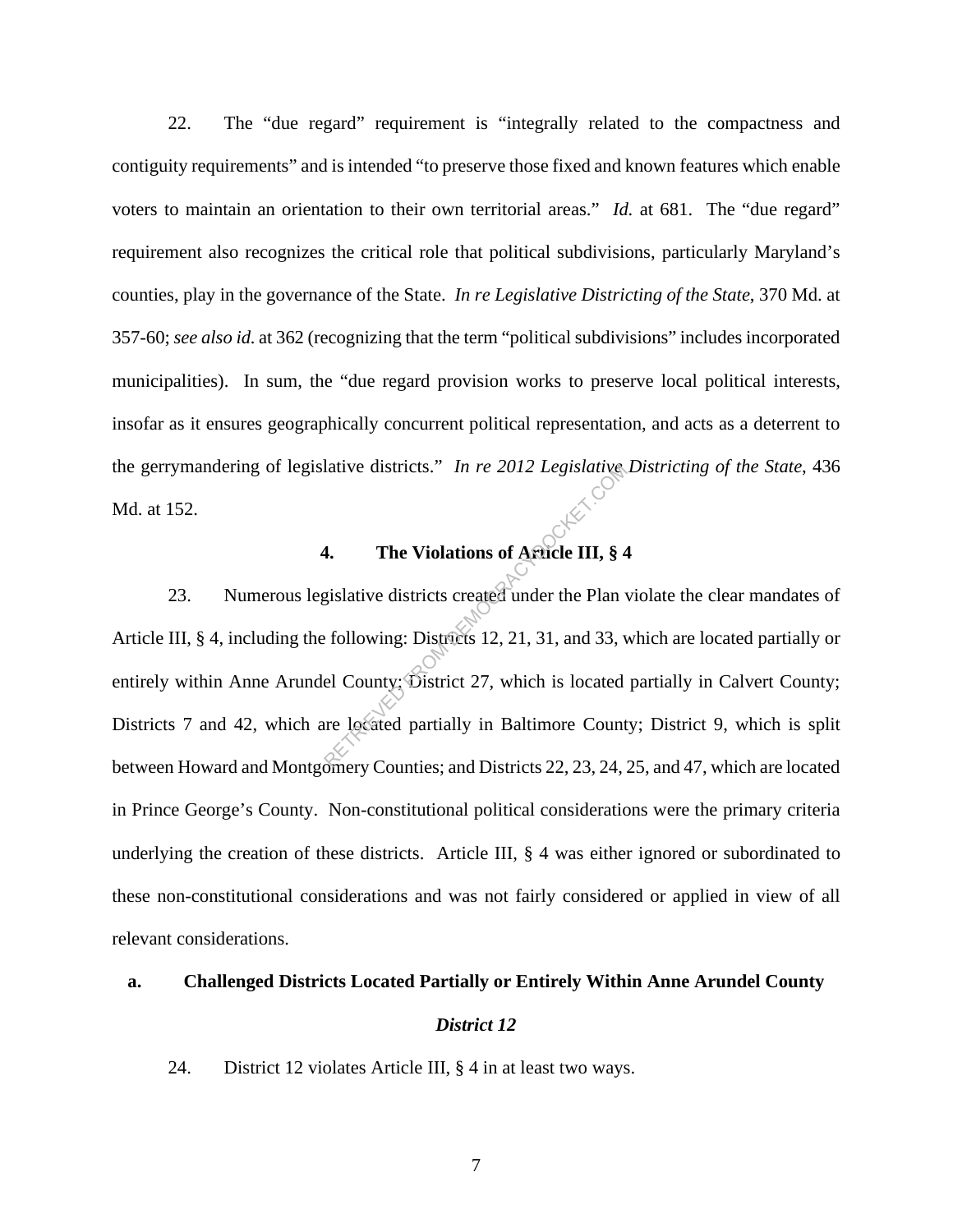22. The "due regard" requirement is "integrally related to the compactness and contiguity requirements" and is intended "to preserve those fixed and known features which enable voters to maintain an orientation to their own territorial areas." *Id.* at 681. The "due regard" requirement also recognizes the critical role that political subdivisions, particularly Maryland's counties, play in the governance of the State. *In re Legislative Districting of the State*, 370 Md. at 357-60; *see also id.* at 362 (recognizing that the term "political subdivisions" includes incorporated municipalities). In sum, the "due regard provision works to preserve local political interests, insofar as it ensures geographically concurrent political representation, and acts as a deterrent to the gerrymandering of legislative districts." *In re 2012 Legislative Districting of the State*, 436 Md. at 152.

### 4. The Violations of Article III, § 4

23. Numerous legislative districts created under the Plan violate the clear mandates of Article III, § 4, including the following: Districts 12, 21, 31, and 33, which are located partially or entirely within Anne Arundel County; District 27, which is located partially in Calvert County; Districts 7 and 42, which are located partially in Baltimore County; District 9, which is split between Howard and Montgomery Counties; and Districts 22, 23, 24, 25, and 47, which are located in Prince George's County. Non-constitutional political considerations were the primary criteria underlying the creation of these districts. Article III, § 4 was either ignored or subordinated to these non-constitutional considerations and was not fairly considered or applied in view of all relevant considerations.

#### a. Challenged Districts Located Partially or Entirely Within Anne Arundel County

***District 12***

24. District 12 violates Article III, § 4 in at least two ways.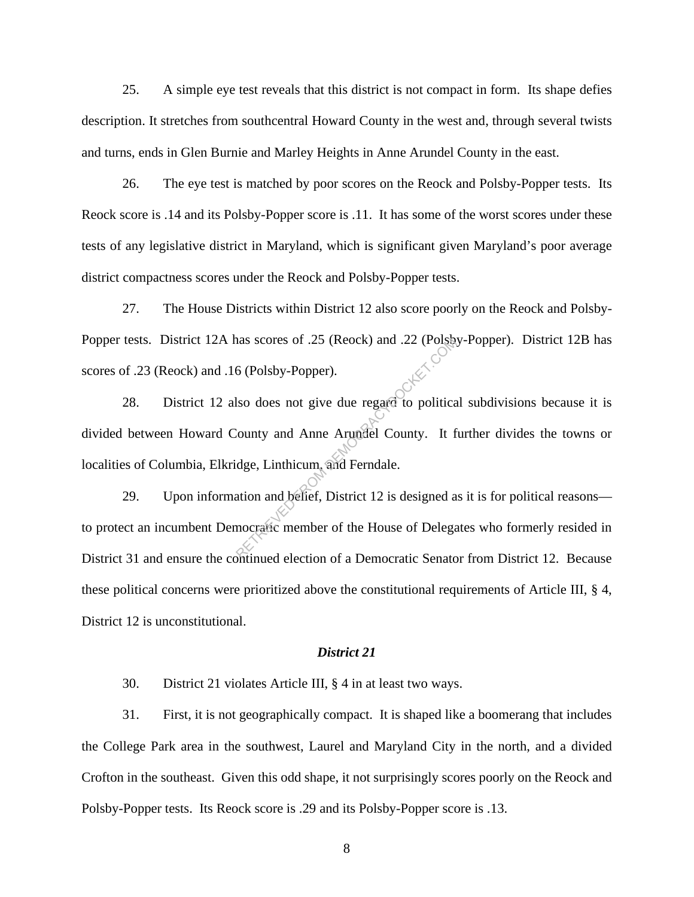25. A simple eye test reveals that this district is not compact in form. Its shape defies description. It stretches from southcentral Howard County in the west and, through several twists and turns, ends in Glen Burnie and Marley Heights in Anne Arundel County in the east.

26. The eye test is matched by poor scores on the Reock and Polsby-Popper tests. Its Reock score is .14 and its Polsby-Popper score is .11. It has some of the worst scores under these tests of any legislative district in Maryland, which is significant given Maryland's poor average district compactness scores under the Reock and Polsby-Popper tests.

27. The House Districts within District 12 also score poorly on the Reock and Polsby-Popper tests. District 12A has scores of .25 (Reock) and .22 (Polsby-Popper). District 12B has scores of .23 (Reock) and .16 (Polsby-Popper).

28. District 12 also does not give due regard to political subdivisions because it is divided between Howard County and Anne Arundel County. It further divides the towns or localities of Columbia, Elkridge, Linthicum, and Ferndale.

29. Upon information and belief, District 12 is designed as it is for political reasons—to protect an incumbent Democratic member of the House of Delegates who formerly resided in District 31 and ensure the continued election of a Democratic Senator from District 12. Because these political concerns were prioritized above the constitutional requirements of Article III, § 4, District 12 is unconstitutional.

### *District 21*

30. District 21 violates Article III, § 4 in at least two ways.

31. First, it is not geographically compact. It is shaped like a boomerang that includes the College Park area in the southwest, Laurel and Maryland City in the north, and a divided Crofton in the southeast. Given this odd shape, it not surprisingly scores poorly on the Reock and Polsby-Popper tests. Its Reock score is .29 and its Polsby-Popper score is .13.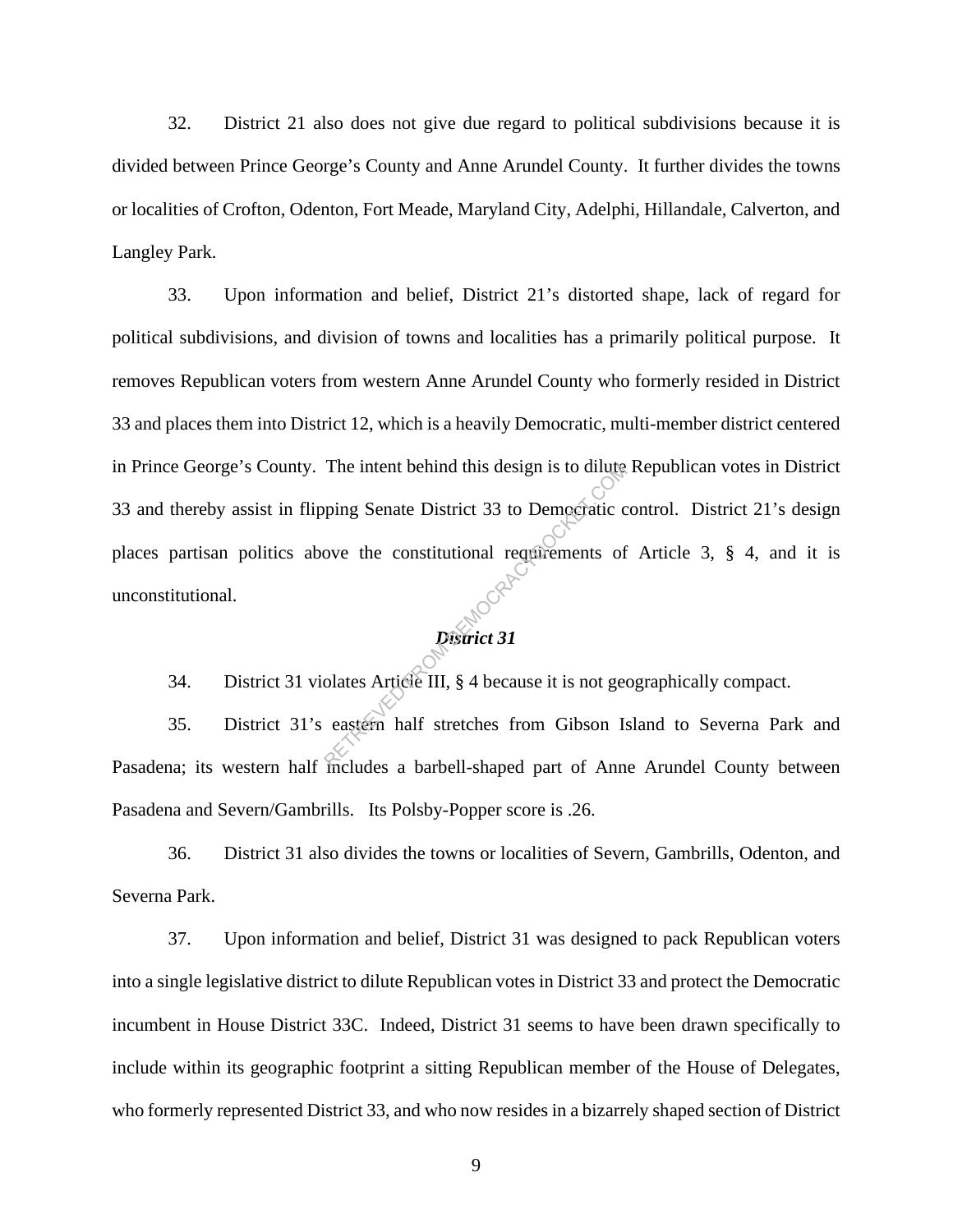32. District 21 also does not give due regard to political subdivisions because it is divided between Prince George's County and Anne Arundel County. It further divides the towns or localities of Crofton, Odenton, Fort Meade, Maryland City, Adelphi, Hillandale, Calverton, and Langley Park.

33. Upon information and belief, District 21's distorted shape, lack of regard for political subdivisions, and division of towns and localities has a primarily political purpose. It removes Republican voters from western Anne Arundel County who formerly resided in District 33 and places them into District 12, which is a heavily Democratic, multi-member district centered in Prince George's County. The intent behind this design is to dilute Republican votes in District 33 and thereby assist in flipping Senate District 33 to Democratic control. District 21's design places partisan politics above the constitutional requirements of Article 3, § 4, and it is unconstitutional.

***District 31***

34. District 31 violates Article III, § 4 because it is not geographically compact.

35. District 31's eastern half stretches from Gibson Island to Severna Park and Pasadena; its western half includes a barbell-shaped part of Anne Arundel County between Pasadena and Severn/Gambrills. Its Polsby-Popper score is .26.

36. District 31 also divides the towns or localities of Severn, Gambrills, Odenton, and Severna Park.

37. Upon information and belief, District 31 was designed to pack Republican voters into a single legislative district to dilute Republican votes in District 33 and protect the Democratic incumbent in House District 33C. Indeed, District 31 seems to have been drawn specifically to include within its geographic footprint a sitting Republican member of the House of Delegates, who formerly represented District 33, and who now resides in a bizarrely shaped section of District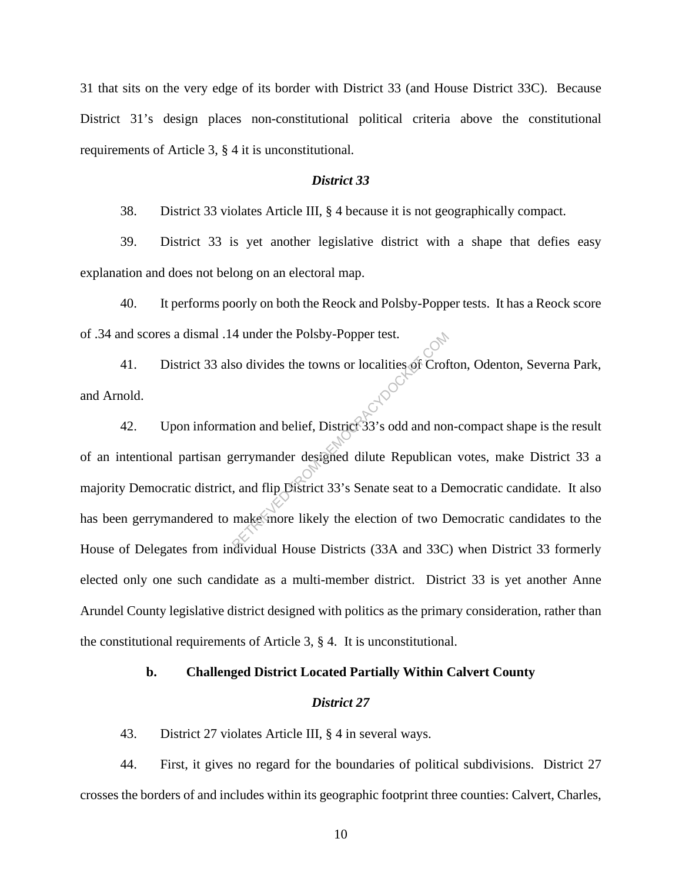31 that sits on the very edge of its border with District 33 (and House District 33C). Because District 31's design places non-constitutional political criteria above the constitutional requirements of Article 3, § 4 it is unconstitutional.

### *District 33*

38. District 33 violates Article III, § 4 because it is not geographically compact.

39. District 33 is yet another legislative district with a shape that defies easy explanation and does not belong on an electoral map.

40. It performs poorly on both the Reock and Polsby-Popper tests. It has a Reock score of .34 and scores a dismal .14 under the Polsby-Popper test.

41. District 33 also divides the towns or localities of Crofton, Odenton, Severna Park, and Arnold.

42. Upon information and belief, District 33's odd and non-compact shape is the result of an intentional partisan gerrymander designed dilute Republican votes, make District 33 a majority Democratic district, and flip District 33's Senate seat to a Democratic candidate. It also has been gerrymandered to make more likely the election of two Democratic candidates to the House of Delegates from individual House Districts (33A and 33C) when District 33 formerly elected only one such candidate as a multi-member district. District 33 is yet another Anne Arundel County legislative district designed with politics as the primary consideration, rather than the constitutional requirements of Article 3, § 4. It is unconstitutional.

### b. Challenged District Located Partially Within Calvert County

### *District 27*

43. District 27 violates Article III, § 4 in several ways.

44. First, it gives no regard for the boundaries of political subdivisions. District 27 crosses the borders of and includes within its geographic footprint three counties: Calvert, Charles,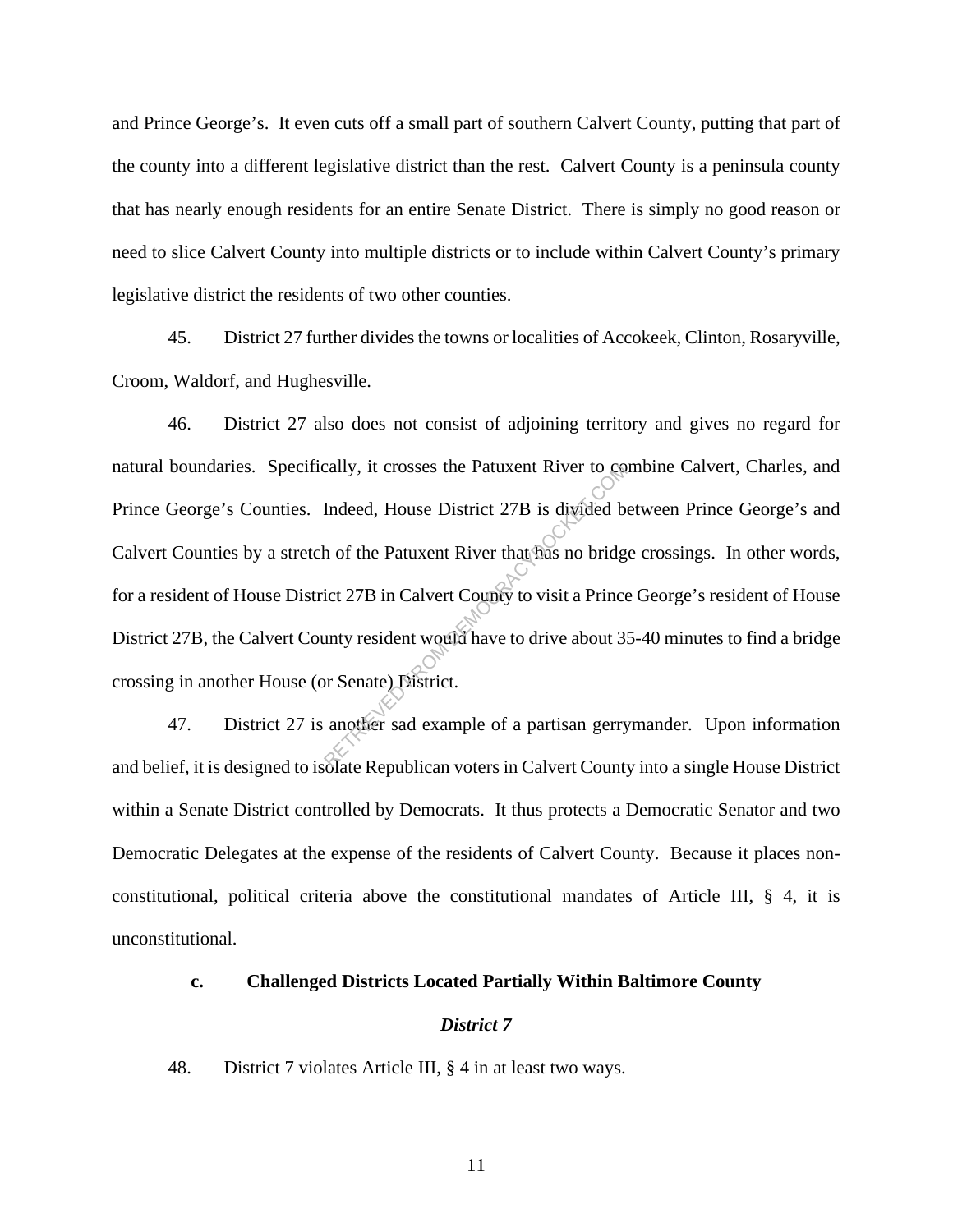and Prince George's. It even cuts off a small part of southern Calvert County, putting that part of the county into a different legislative district than the rest. Calvert County is a peninsula county that has nearly enough residents for an entire Senate District. There is simply no good reason or need to slice Calvert County into multiple districts or to include within Calvert County's primary legislative district the residents of two other counties.

45. District 27 further divides the towns or localities of Accokeek, Clinton, Rosaryville, Croom, Waldorf, and Hughesville.

46. District 27 also does not consist of adjoining territory and gives no regard for natural boundaries. Specifically, it crosses the Patuxent River to combine Calvert, Charles, and Prince George's Counties. Indeed, House District 27B is divided between Prince George's and Calvert Counties by a stretch of the Patuxent River that has no bridge crossings. In other words, for a resident of House District 27B in Calvert County to visit a Prince George's resident of House District 27B, the Calvert County resident would have to drive about 35-40 minutes to find a bridge crossing in another House (or Senate) District.

47. District 27 is another sad example of a partisan gerrymander. Upon information and belief, it is designed to isolate Republican voters in Calvert County into a single House District within a Senate District controlled by Democrats. It thus protects a Democratic Senator and two Democratic Delegates at the expense of the residents of Calvert County. Because it places non-constitutional, political criteria above the constitutional mandates of Article III, § 4, it is unconstitutional.

### c. Challenged Districts Located Partially Within Baltimore County

***District 7***

48. District 7 violates Article III, § 4 in at least two ways.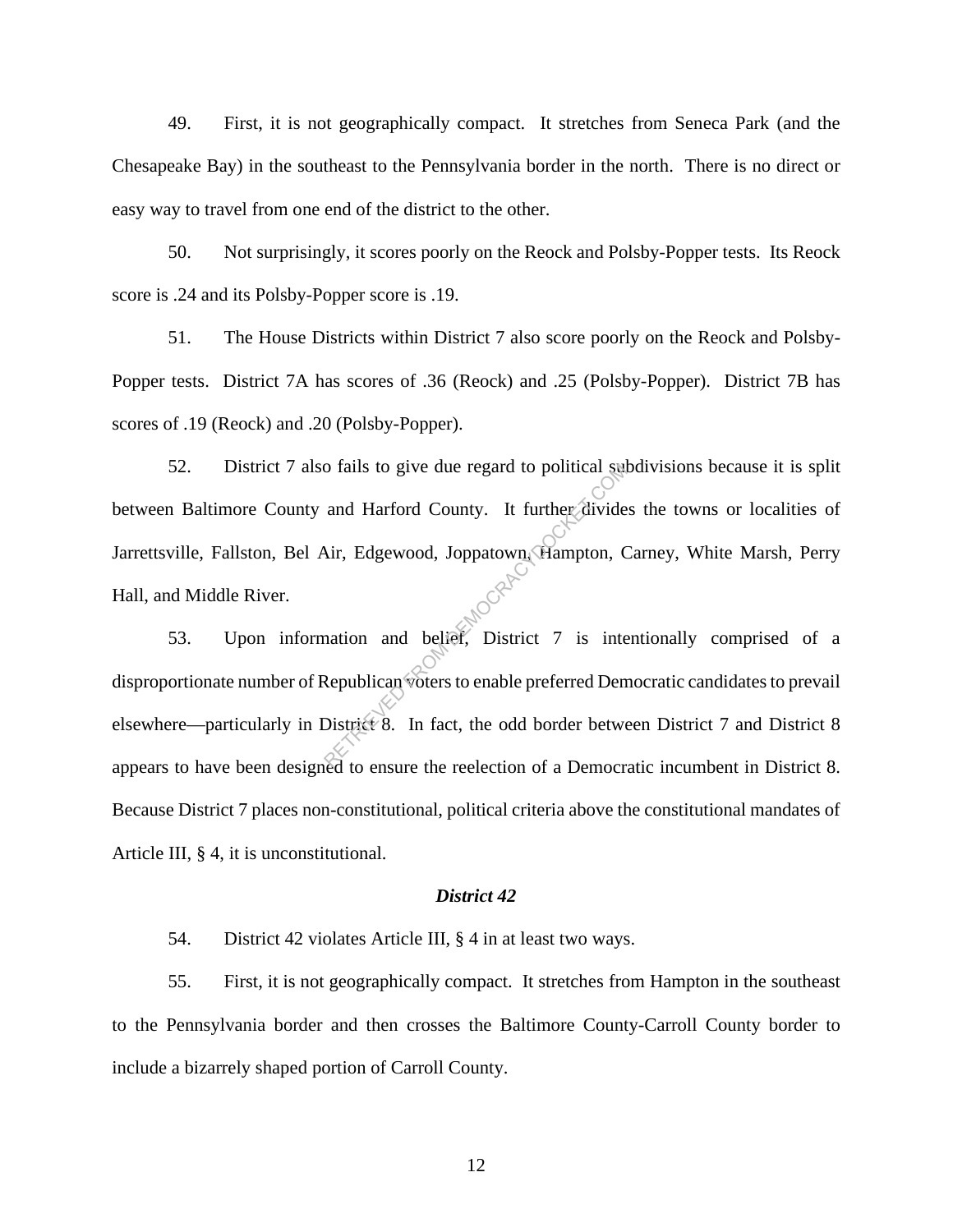49. First, it is not geographically compact. It stretches from Seneca Park (and the Chesapeake Bay) in the southeast to the Pennsylvania border in the north. There is no direct or easy way to travel from one end of the district to the other.

50. Not surprisingly, it scores poorly on the Reock and Polsby-Popper tests. Its Reock score is .24 and its Polsby-Popper score is .19.

51. The House Districts within District 7 also score poorly on the Reock and Polsby-Popper tests. District 7A has scores of .36 (Reock) and .25 (Polsby-Popper). District 7B has scores of .19 (Reock) and .20 (Polsby-Popper).

52. District 7 also fails to give due regard to political subdivisions because it is split between Baltimore County and Harford County. It further divides the towns or localities of Jarrettsville, Fallston, Bel Air, Edgewood, Joppatown, Hampton, Carney, White Marsh, Perry Hall, and Middle River.

53. Upon information and belief, District 7 is intentionally comprised of a disproportionate number of Republican voters to enable preferred Democratic candidates to prevail elsewhere—particularly in District 8. In fact, the odd border between District 7 and District 8 appears to have been designed to ensure the reelection of a Democratic incumbent in District 8. Because District 7 places non-constitutional, political criteria above the constitutional mandates of Article III, § 4, it is unconstitutional.

### *District 42*

54. District 42 violates Article III, § 4 in at least two ways.

55. First, it is not geographically compact. It stretches from Hampton in the southeast to the Pennsylvania border and then crosses the Baltimore County-Carroll County border to include a bizarrely shaped portion of Carroll County.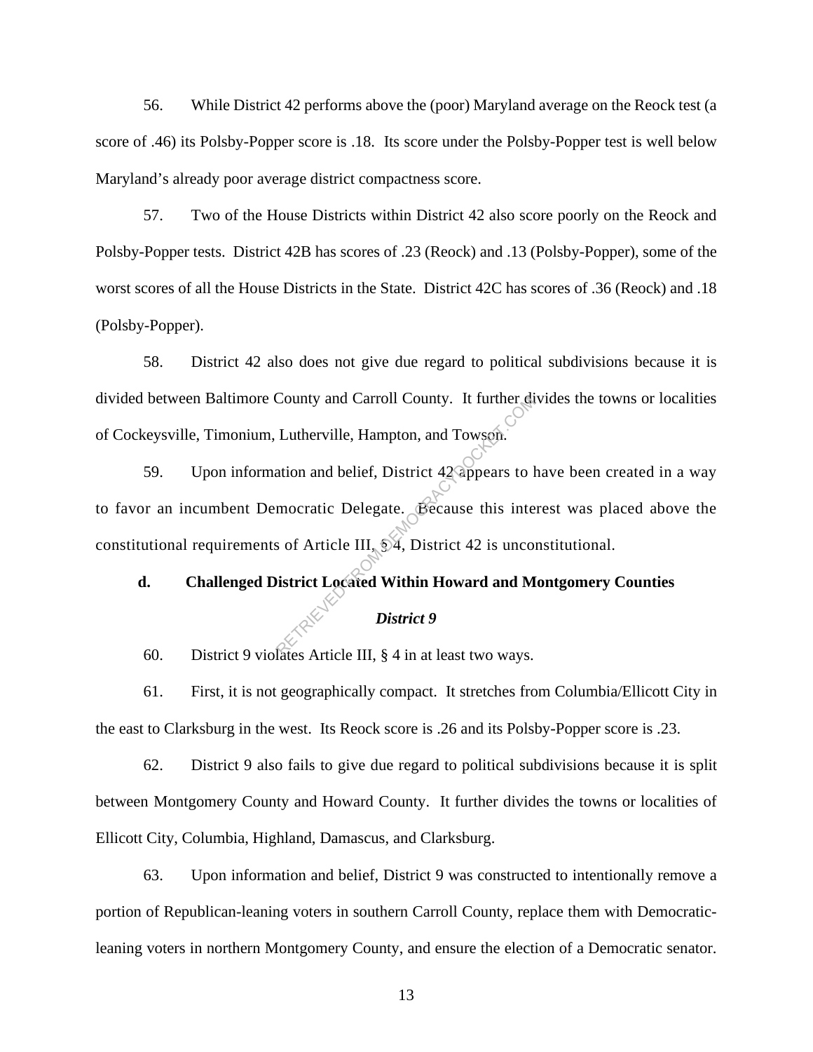56. While District 42 performs above the (poor) Maryland average on the Reock test (a score of .46) its Polsby-Popper score is .18. Its score under the Polsby-Popper test is well below Maryland's already poor average district compactness score.

57. Two of the House Districts within District 42 also score poorly on the Reock and Polsby-Popper tests. District 42B has scores of .23 (Reock) and .13 (Polsby-Popper), some of the worst scores of all the House Districts in the State. District 42C has scores of .36 (Reock) and .18 (Polsby-Popper).

58. District 42 also does not give due regard to political subdivisions because it is divided between Baltimore County and Carroll County. It further divides the towns or localities of Cockeysville, Timonium, Lutherville, Hampton, and Towson.

59. Upon information and belief, District 42 appears to have been created in a way to favor an incumbent Democratic Delegate. Because this interest was placed above the constitutional requirements of Article III, § 4, District 42 is unconstitutional.

### d. Challenged District Located Within Howard and Montgomery Counties

***District 9***

60. District 9 violates Article III, § 4 in at least two ways.

61. First, it is not geographically compact. It stretches from Columbia/Ellicott City in the east to Clarksburg in the west. Its Reock score is .26 and its Polsby-Popper score is .23.

62. District 9 also fails to give due regard to political subdivisions because it is split between Montgomery County and Howard County. It further divides the towns or localities of Ellicott City, Columbia, Highland, Damascus, and Clarksburg.

63. Upon information and belief, District 9 was constructed to intentionally remove a portion of Republican-leaning voters in southern Carroll County, replace them with Democratic-leaning voters in northern Montgomery County, and ensure the election of a Democratic senator.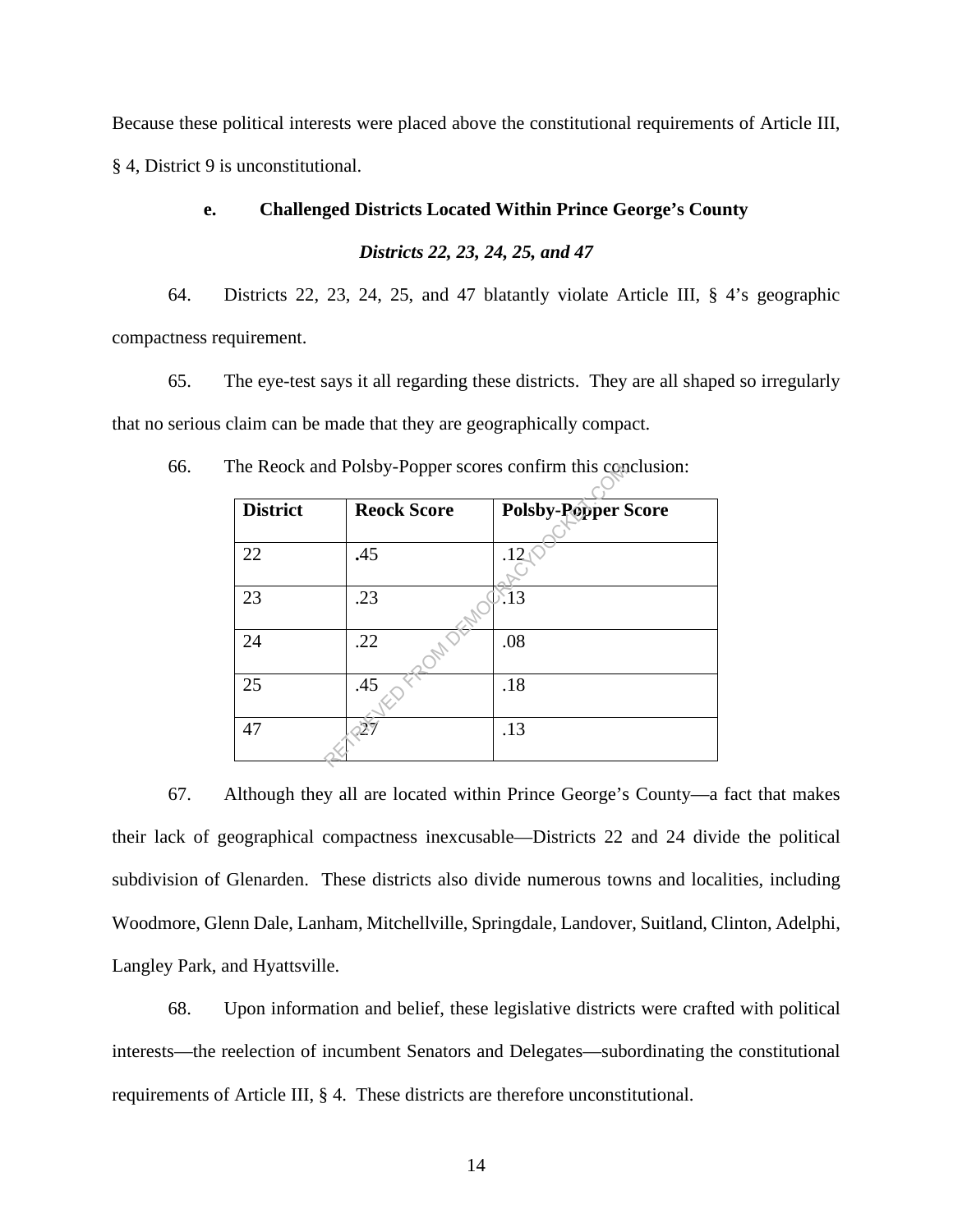Because these political interests were placed above the constitutional requirements of Article III, § 4, District 9 is unconstitutional.

### e. Challenged Districts Located Within Prince George's County

***Districts 22, 23, 24, 25, and 47***

64. Districts 22, 23, 24, 25, and 47 blatantly violate Article III, § 4's geographic compactness requirement.

65. The eye-test says it all regarding these districts. They are all shaped so irregularly that no serious claim can be made that they are geographically compact.

66. The Reock and Polsby-Popper scores confirm this conclusion:

| District | Reock Score | Polsby-Popper Score |
|---|---|---|
| 22 | .45 | .12 |
| 23 | .23 | .13 |
| 24 | .22 | .08 |
| 25 | .45 | .18 |
| 47 | .27 | .13 |

67. Although they all are located within Prince George's County—a fact that makes their lack of geographical compactness inexcusable—Districts 22 and 24 divide the political subdivision of Glenarden. These districts also divide numerous towns and localities, including Woodmore, Glenn Dale, Lanham, Mitchellville, Springdale, Landover, Suitland, Clinton, Adelphi, Langley Park, and Hyattsville.

68. Upon information and belief, these legislative districts were crafted with political interests—the reelection of incumbent Senators and Delegates—subordinating the constitutional requirements of Article III, § 4. These districts are therefore unconstitutional.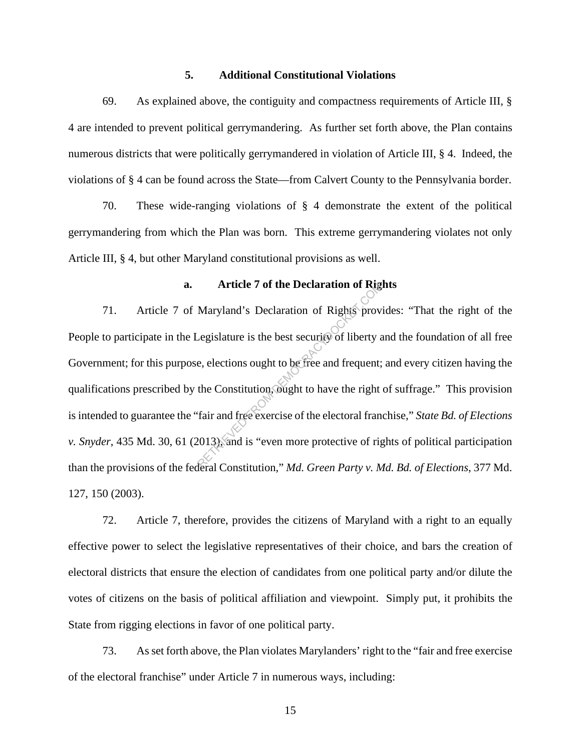### 5. Additional Constitutional Violations

69. As explained above, the contiguity and compactness requirements of Article III, § 4 are intended to prevent political gerrymandering. As further set forth above, the Plan contains numerous districts that were politically gerrymandered in violation of Article III, § 4. Indeed, the violations of § 4 can be found across the State—from Calvert County to the Pennsylvania border.

70. These wide-ranging violations of § 4 demonstrate the extent of the political gerrymandering from which the Plan was born. This extreme gerrymandering violates not only Article III, § 4, but other Maryland constitutional provisions as well.

#### a. Article 7 of the Declaration of Rights

71. Article 7 of Maryland's Declaration of Rights provides: "That the right of the People to participate in the Legislature is the best security of liberty and the foundation of all free Government; for this purpose, elections ought to be free and frequent; and every citizen having the qualifications prescribed by the Constitution, ought to have the right of suffrage." This provision is intended to guarantee the "fair and free exercise of the electoral franchise," *State Bd. of Elections v. Snyder*, 435 Md. 30, 61 (2013), and is "even more protective of rights of political participation than the provisions of the federal Constitution," *Md. Green Party v. Md. Bd. of Elections*, 377 Md. 127, 150 (2003).

72. Article 7, therefore, provides the citizens of Maryland with a right to an equally effective power to select the legislative representatives of their choice, and bars the creation of electoral districts that ensure the election of candidates from one political party and/or dilute the votes of citizens on the basis of political affiliation and viewpoint. Simply put, it prohibits the State from rigging elections in favor of one political party.

73. As set forth above, the Plan violates Marylanders' right to the "fair and free exercise of the electoral franchise" under Article 7 in numerous ways, including: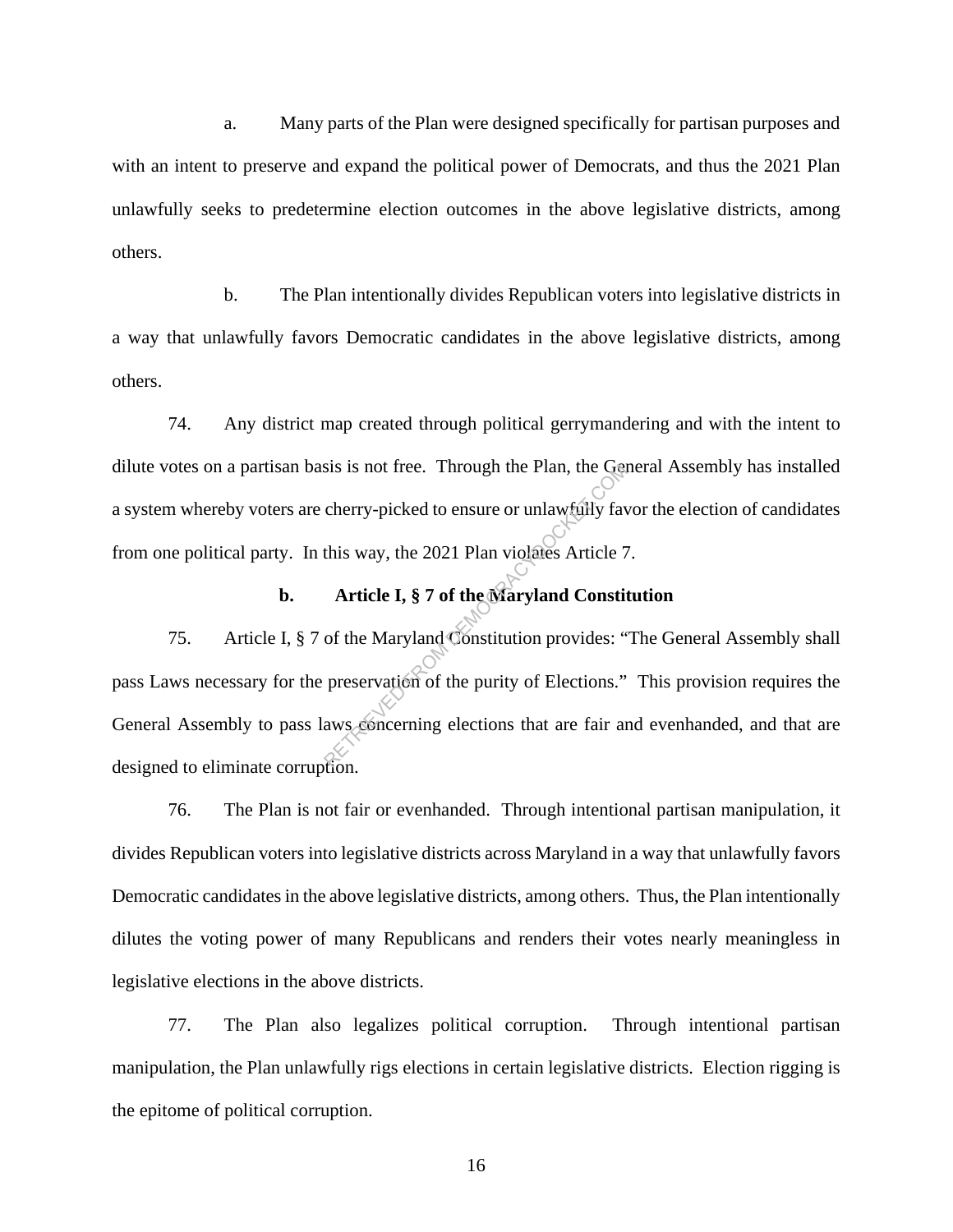a. Many parts of the Plan were designed specifically for partisan purposes and with an intent to preserve and expand the political power of Democrats, and thus the 2021 Plan unlawfully seeks to predetermine election outcomes in the above legislative districts, among others.

b. The Plan intentionally divides Republican voters into legislative districts in a way that unlawfully favors Democratic candidates in the above legislative districts, among others.

74. Any district map created through political gerrymandering and with the intent to dilute votes on a partisan basis is not free. Through the Plan, the General Assembly has installed a system whereby voters are cherry-picked to ensure or unlawfully favor the election of candidates from one political party. In this way, the 2021 Plan violates Article 7.

### b. Article I, § 7 of the Maryland Constitution

75. Article I, § 7 of the Maryland Constitution provides: "The General Assembly shall pass Laws necessary for the preservation of the purity of Elections." This provision requires the General Assembly to pass laws concerning elections that are fair and evenhanded, and that are designed to eliminate corruption.

76. The Plan is not fair or evenhanded. Through intentional partisan manipulation, it divides Republican voters into legislative districts across Maryland in a way that unlawfully favors Democratic candidates in the above legislative districts, among others. Thus, the Plan intentionally dilutes the voting power of many Republicans and renders their votes nearly meaningless in legislative elections in the above districts.

77. The Plan also legalizes political corruption. Through intentional partisan manipulation, the Plan unlawfully rigs elections in certain legislative districts. Election rigging is the epitome of political corruption.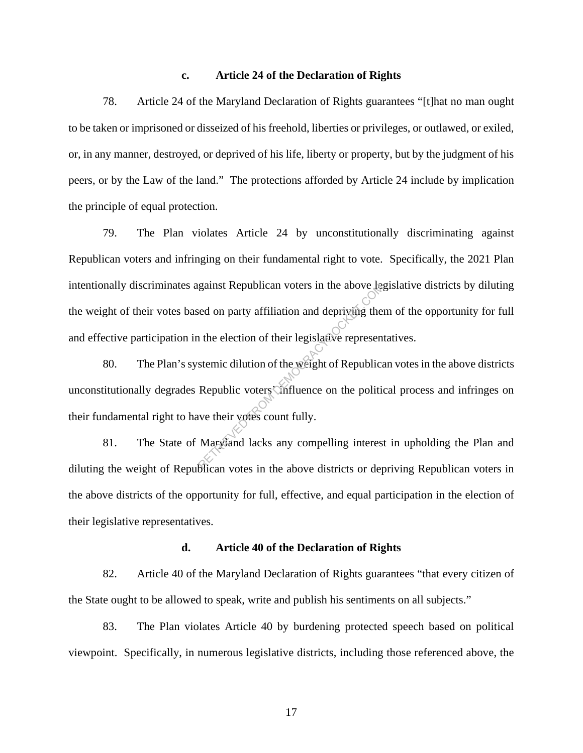### c. Article 24 of the Declaration of Rights

78. Article 24 of the Maryland Declaration of Rights guarantees "[t]hat no man ought to be taken or imprisoned or disseized of his freehold, liberties or privileges, or outlawed, or exiled, or, in any manner, destroyed, or deprived of his life, liberty or property, but by the judgment of his peers, or by the Law of the land." The protections afforded by Article 24 include by implication the principle of equal protection.

79. The Plan violates Article 24 by unconstitutionally discriminating against Republican voters and infringing on their fundamental right to vote. Specifically, the 2021 Plan intentionally discriminates against Republican voters in the above legislative districts by diluting the weight of their votes based on party affiliation and depriving them of the opportunity for full and effective participation in the election of their legislative representatives.

80. The Plan's systemic dilution of the weight of Republican votes in the above districts unconstitutionally degrades Republic voters' influence on the political process and infringes on their fundamental right to have their votes count fully.

81. The State of Maryland lacks any compelling interest in upholding the Plan and diluting the weight of Republican votes in the above districts or depriving Republican voters in the above districts of the opportunity for full, effective, and equal participation in the election of their legislative representatives.

### d. Article 40 of the Declaration of Rights

82. Article 40 of the Maryland Declaration of Rights guarantees "that every citizen of the State ought to be allowed to speak, write and publish his sentiments on all subjects."

83. The Plan violates Article 40 by burdening protected speech based on political viewpoint. Specifically, in numerous legislative districts, including those referenced above, the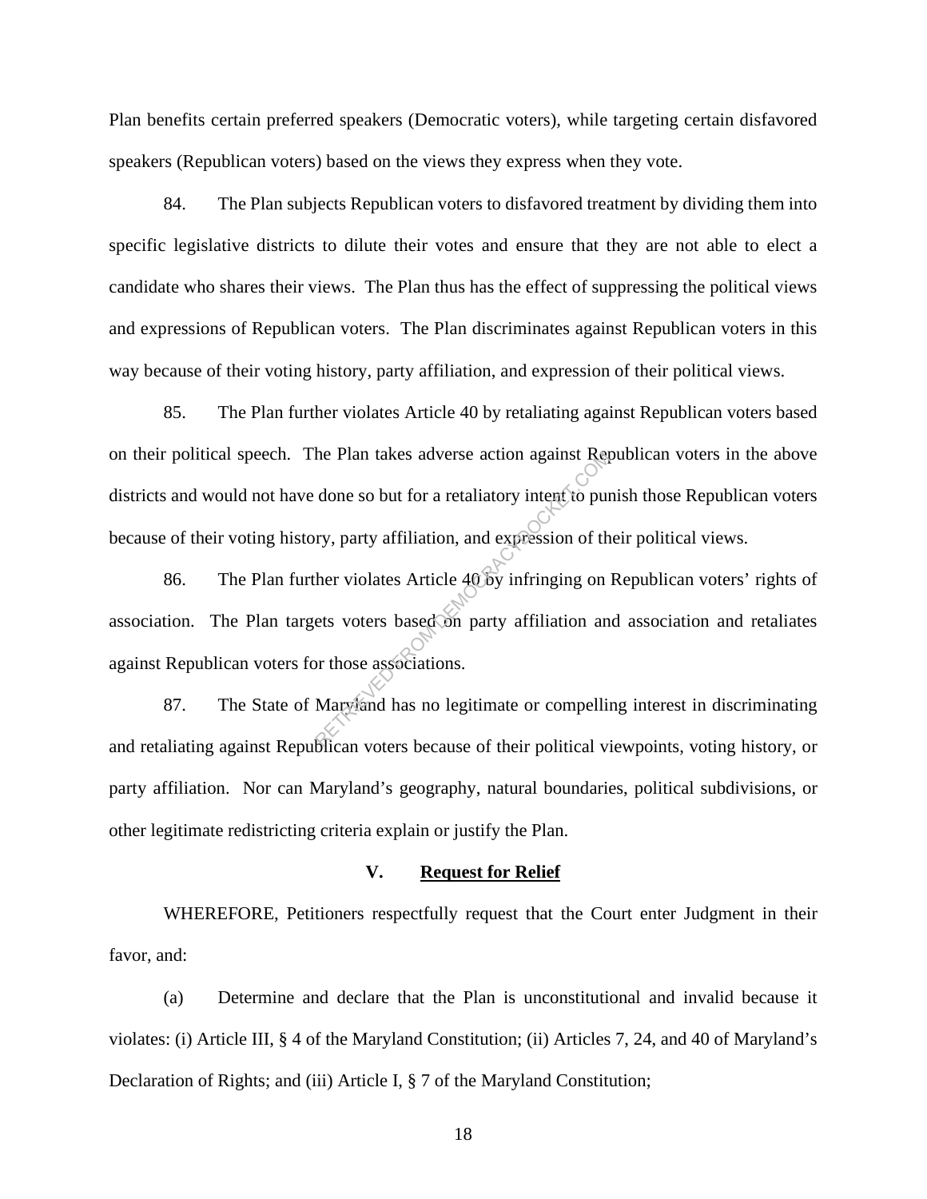Plan benefits certain preferred speakers (Democratic voters), while targeting certain disfavored speakers (Republican voters) based on the views they express when they vote.

84. The Plan subjects Republican voters to disfavored treatment by dividing them into specific legislative districts to dilute their votes and ensure that they are not able to elect a candidate who shares their views. The Plan thus has the effect of suppressing the political views and expressions of Republican voters. The Plan discriminates against Republican voters in this way because of their voting history, party affiliation, and expression of their political views.

85. The Plan further violates Article 40 by retaliating against Republican voters based on their political speech. The Plan takes adverse action against Republican voters in the above districts and would not have done so but for a retaliatory intent to punish those Republican voters because of their voting history, party affiliation, and expression of their political views.

86. The Plan further violates Article 40 by infringing on Republican voters' rights of association. The Plan targets voters based on party affiliation and association and retaliates against Republican voters for those associations.

87. The State of Maryland has no legitimate or compelling interest in discriminating and retaliating against Republican voters because of their political viewpoints, voting history, or party affiliation. Nor can Maryland's geography, natural boundaries, political subdivisions, or other legitimate redistricting criteria explain or justify the Plan.

## V. <u>Request for Relief</u>

WHEREFORE, Petitioners respectfully request that the Court enter Judgment in their favor, and:

(a) Determine and declare that the Plan is unconstitutional and invalid because it violates: (i) Article III, § 4 of the Maryland Constitution; (ii) Articles 7, 24, and 40 of Maryland's Declaration of Rights; and (iii) Article I, § 7 of the Maryland Constitution;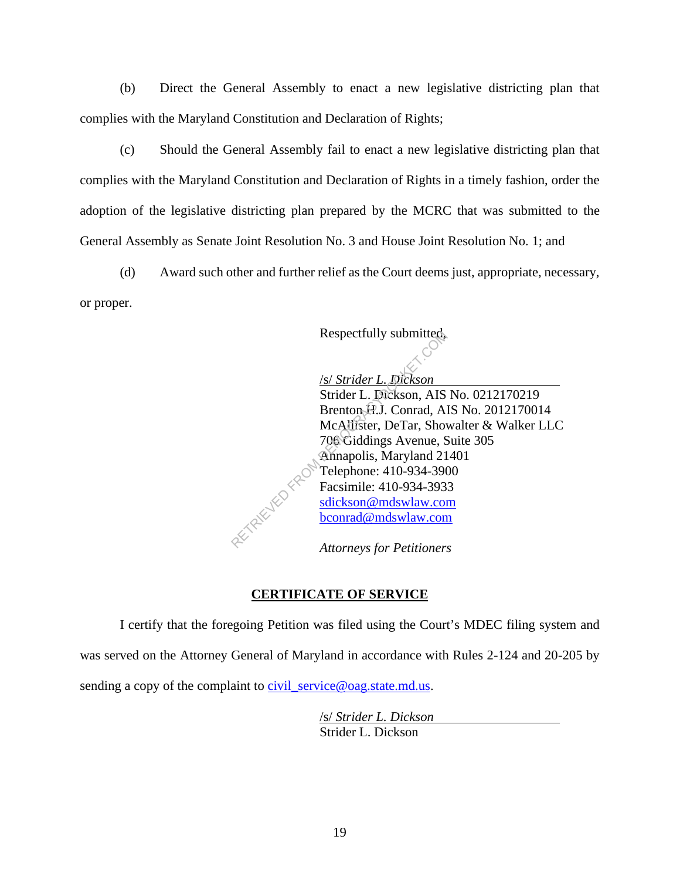(b) Direct the General Assembly to enact a new legislative districting plan that complies with the Maryland Constitution and Declaration of Rights;

(c) Should the General Assembly fail to enact a new legislative districting plan that complies with the Maryland Constitution and Declaration of Rights in a timely fashion, order the adoption of the legislative districting plan prepared by the MCRC that was submitted to the General Assembly as Senate Joint Resolution No. 3 and House Joint Resolution No. 1; and

(d) Award such other and further relief as the Court deems just, appropriate, necessary, or proper.

Respectfully submitted,

/s/ *Strider L. Dickson*
Strider L. Dickson, AIS No. 0212170219
Brenton H.J. Conrad, AIS No. 2012170014
McAllister, DeTar, Showalter & Walker LLC
706 Giddings Avenue, Suite 305
Annapolis, Maryland 21401
Telephone: 410-934-3900
Facsimile: 410-934-3933
sdickson@mdswlaw.com
bconrad@mdswlaw.com

*Attorneys for Petitioners*

**CERTIFICATE OF SERVICE**

I certify that the foregoing Petition was filed using the Court's MDEC filing system and was served on the Attorney General of Maryland in accordance with Rules 2-124 and 20-205 by sending a copy of the complaint to civil_service@oag.state.md.us.

/s/ *Strider L. Dickson*
Strider L. Dickson